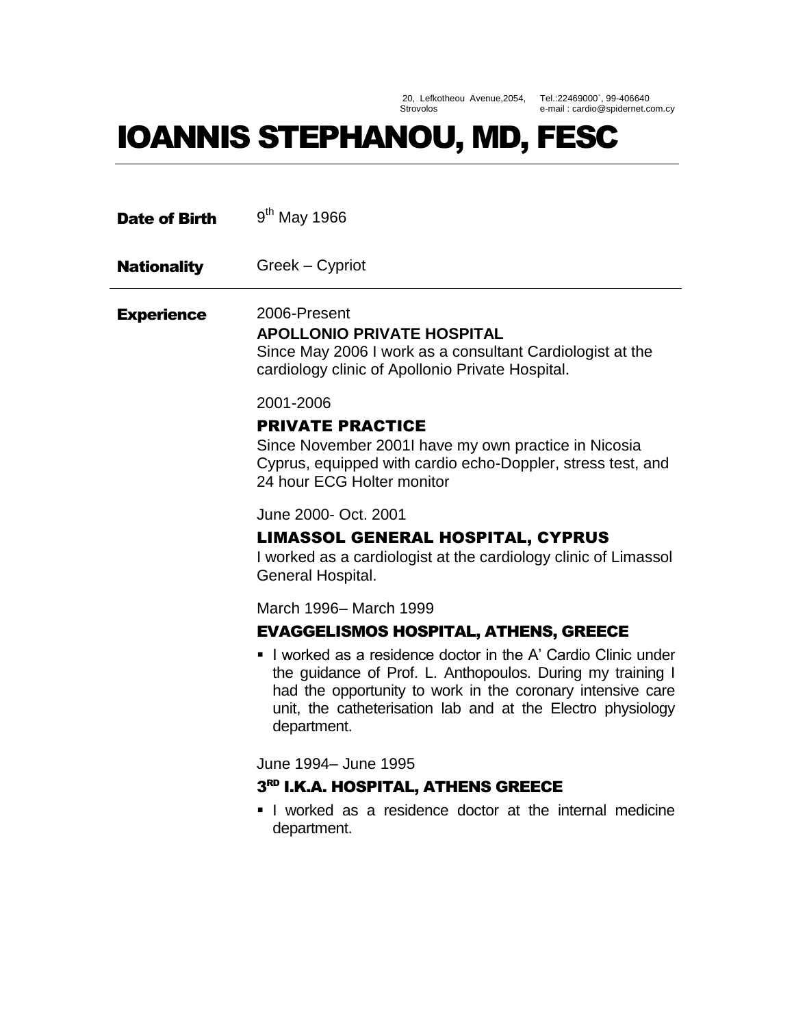20, Lefkotheou Avenue,2054, Strovolos

Tel.:22469000`, 99-406640
e-mail : cardio@spidernet.com.cy

# IOANNIS STEPHANOU, MD, FESC

**Date of Birth** 9th May 1966

**Nationality** Greek – Cypriot

---

## Experience

2006-Present

**APOLLONIO PRIVATE HOSPITAL**

Since May 2006 I work as a consultant Cardiologist at the cardiology clinic of Apollonio Private Hospital.

2001-2006

**PRIVATE PRACTICE**

Since November 2001I have my own practice in Nicosia Cyprus, equipped with cardio echo-Doppler, stress test, and 24 hour ECG Holter monitor

June 2000- Oct. 2001

**LIMASSOL GENERAL HOSPITAL, CYPRUS**

I worked as a cardiologist at the cardiology clinic of Limassol General Hospital.

March 1996– March 1999

**EVAGGELISMOS HOSPITAL, ATHENS, GREECE**

- I worked as a residence doctor in the A' Cardio Clinic under the guidance of Prof. L. Anthopoulos. During my training I had the opportunity to work in the coronary intensive care unit, the catheterisation lab and at the Electro physiology department.

June 1994– June 1995

**3RD I.K.A. HOSPITAL, ATHENS GREECE**

- I worked as a residence doctor at the internal medicine department.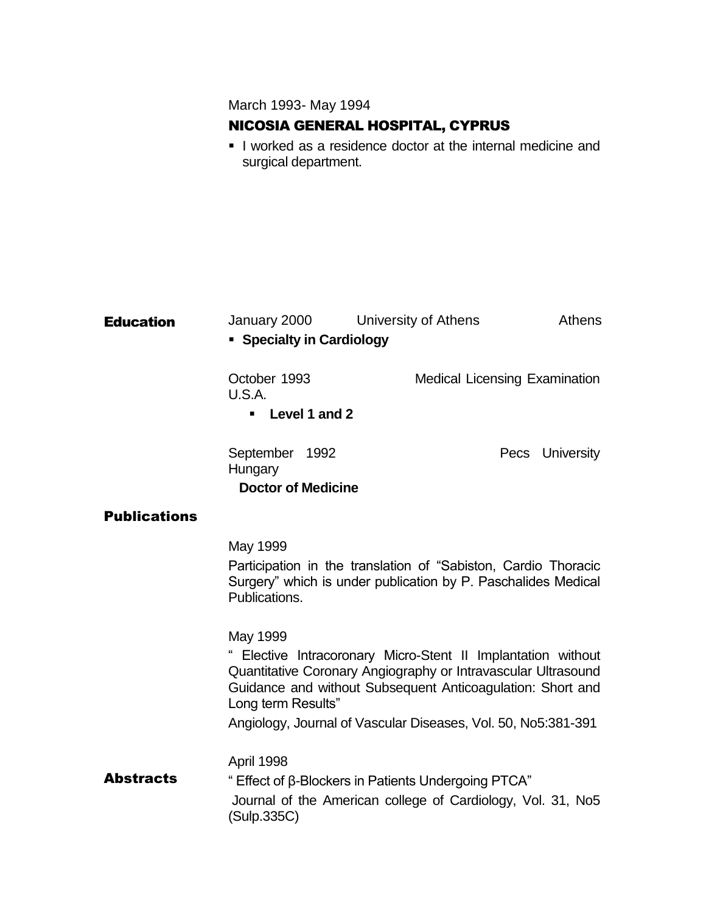March 1993- May 1994

**NICOSIA GENERAL HOSPITAL, CYPRUS**

- I worked as a residence doctor at the internal medicine and surgical department.

## Education

January 2000 University of Athens Athens

- **Specialty in Cardiology**

October 1993 Medical Licensing Examination U.S.A.

- **Level 1 and 2**

September 1992 Pecs University Hungary

**Doctor of Medicine**

## Publications

May 1999

Participation in the translation of "Sabiston, Cardio Thoracic Surgery" which is under publication by P. Paschalides Medical Publications.

May 1999

" Elective Intracoronary Micro-Stent II Implantation without Quantitative Coronary Angiography or Intravascular Ultrasound Guidance and without Subsequent Anticoagulation: Short and Long term Results"

Angiology, Journal of Vascular Diseases, Vol. 50, No5:381-391

## Abstracts

April 1998

" Effect of β-Blockers in Patients Undergoing PTCA"

Journal of the American college of Cardiology, Vol. 31, No5 (Sulp.335C)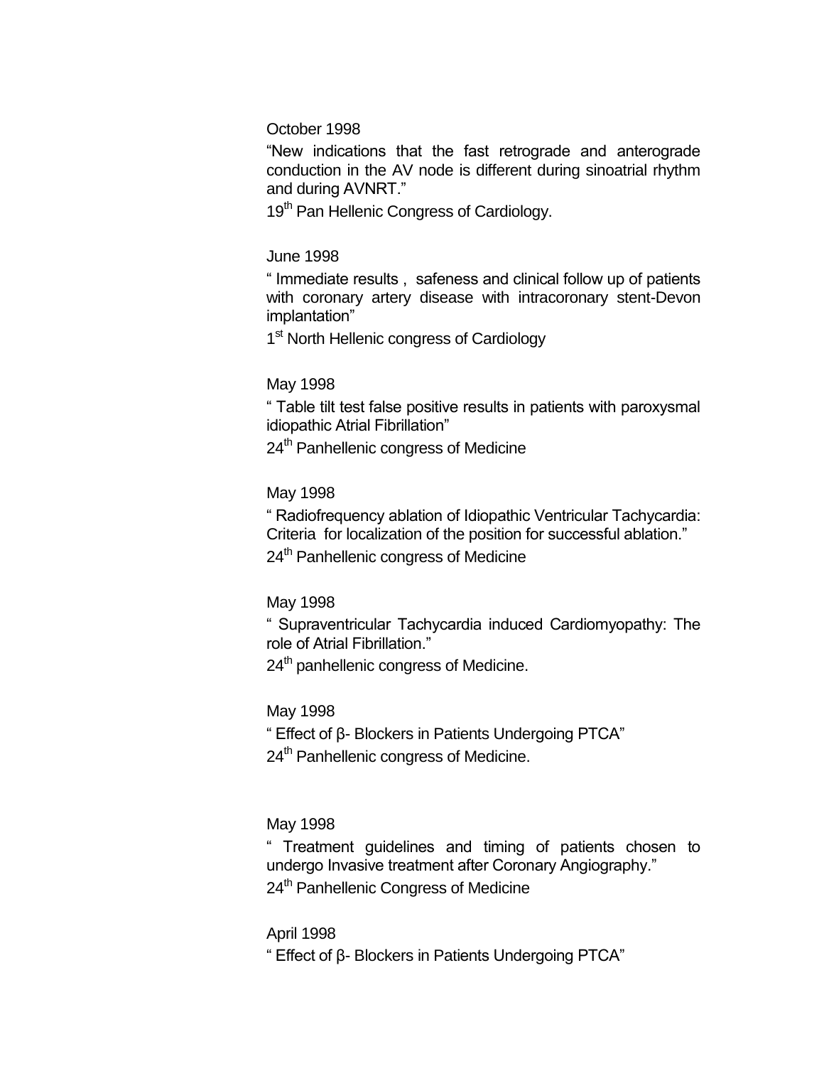October 1998

"New indications that the fast retrograde and anterograde conduction in the AV node is different during sinoatrial rhythm and during AVNRT."

19th Pan Hellenic Congress of Cardiology.

June 1998

" Immediate results , safeness and clinical follow up of patients with coronary artery disease with intracoronary stent-Devon implantation"

1st North Hellenic congress of Cardiology

May 1998

" Table tilt test false positive results in patients with paroxysmal idiopathic Atrial Fibrillation"

24th Panhellenic congress of Medicine

May 1998

" Radiofrequency ablation of Idiopathic Ventricular Tachycardia: Criteria for localization of the position for successful ablation."

24th Panhellenic congress of Medicine

May 1998

" Supraventricular Tachycardia induced Cardiomyopathy: The role of Atrial Fibrillation."

24th panhellenic congress of Medicine.

May 1998

" Effect of β- Blockers in Patients Undergoing PTCA"

24th Panhellenic congress of Medicine.

May 1998

" Treatment guidelines and timing of patients chosen to undergo Invasive treatment after Coronary Angiography."

24th Panhellenic Congress of Medicine

April 1998

" Effect of β- Blockers in Patients Undergoing PTCA"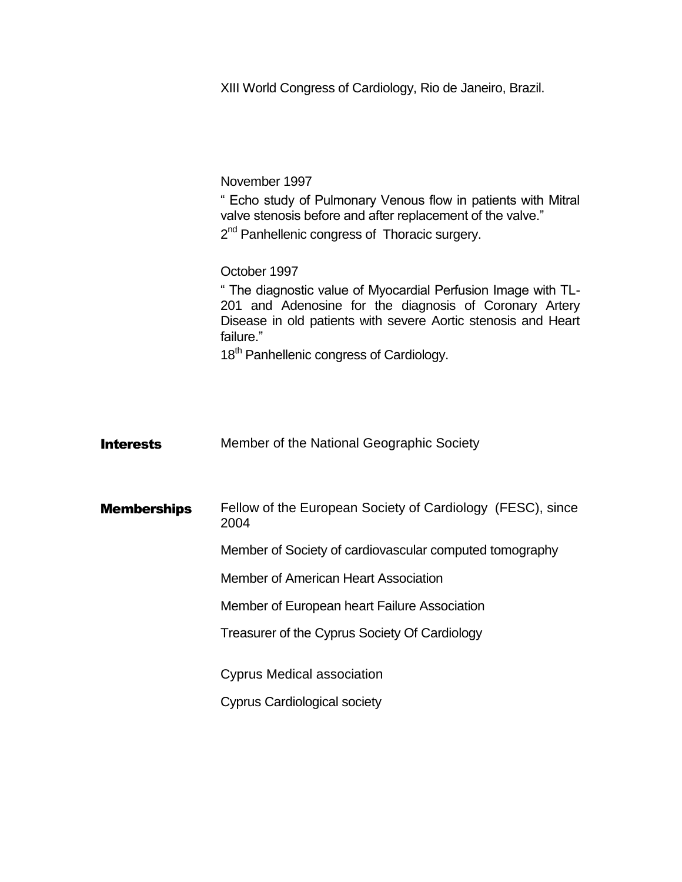XIII World Congress of Cardiology, Rio de Janeiro, Brazil.

November 1997

" Echo study of Pulmonary Venous flow in patients with Mitral valve stenosis before and after replacement of the valve."

2nd Panhellenic congress of Thoracic surgery.

October 1997

" The diagnostic value of Myocardial Perfusion Image with TL-201 and Adenosine for the diagnosis of Coronary Artery Disease in old patients with severe Aortic stenosis and Heart failure."

18th Panhellenic congress of Cardiology.

**Interests**

Member of the National Geographic Society

**Memberships**

Fellow of the European Society of Cardiology (FESC), since 2004

Member of Society of cardiovascular computed tomography

Member of American Heart Association

Member of European heart Failure Association

Treasurer of the Cyprus Society Of Cardiology

Cyprus Medical association

Cyprus Cardiological society